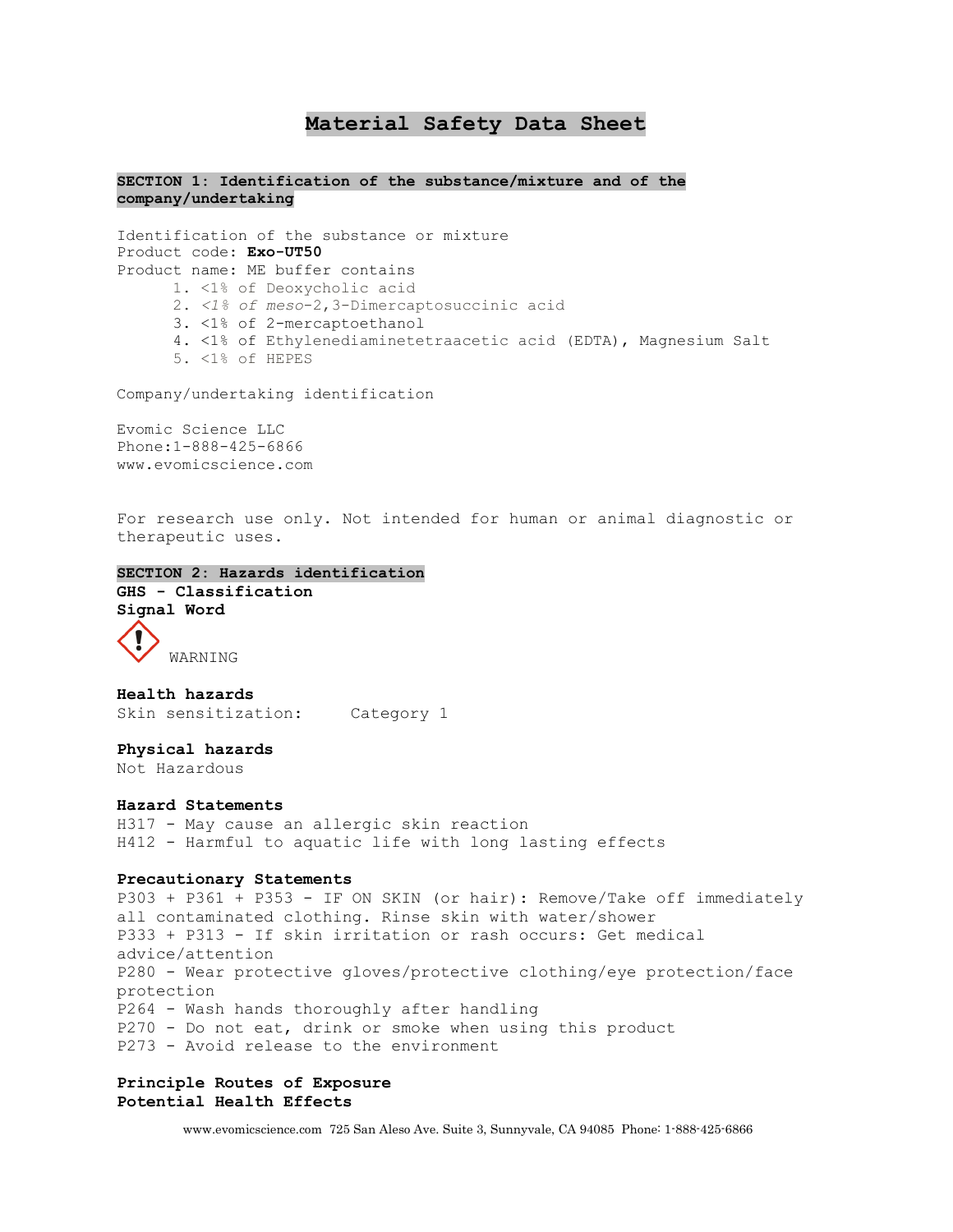# Material Safety Data Sheet

## SECTION 1: Identification of the substance/mixture and of the company/undertaking

Identification of the substance or mixture
Product code: **Exo-UT50**
Product name: ME buffer contains

1. <1% of Deoxycholic acid
2. *<1% of meso*-2,3-Dimercaptosuccinic acid
3. <1% of 2-mercaptoethanol
4. <1% of Ethylenediaminetetraacetic acid (EDTA), Magnesium Salt
5. <1% of HEPES

Company/undertaking identification

Evomic Science LLC
Phone:1-888-425-6866
www.evomicscience.com

For research use only. Not intended for human or animal diagnostic or therapeutic uses.

## SECTION 2: Hazards identification

**GHS - Classification**

**Signal Word**

WARNING

**Health hazards**

Skin sensitization: Category 1

**Physical hazards**

Not Hazardous

**Hazard Statements**

H317 - May cause an allergic skin reaction
H412 - Harmful to aquatic life with long lasting effects

**Precautionary Statements**

P303 + P361 + P353 - IF ON SKIN (or hair): Remove/Take off immediately all contaminated clothing. Rinse skin with water/shower
P333 + P313 - If skin irritation or rash occurs: Get medical advice/attention
P280 - Wear protective gloves/protective clothing/eye protection/face protection
P264 - Wash hands thoroughly after handling
P270 - Do not eat, drink or smoke when using this product
P273 - Avoid release to the environment

**Principle Routes of Exposure**

**Potential Health Effects**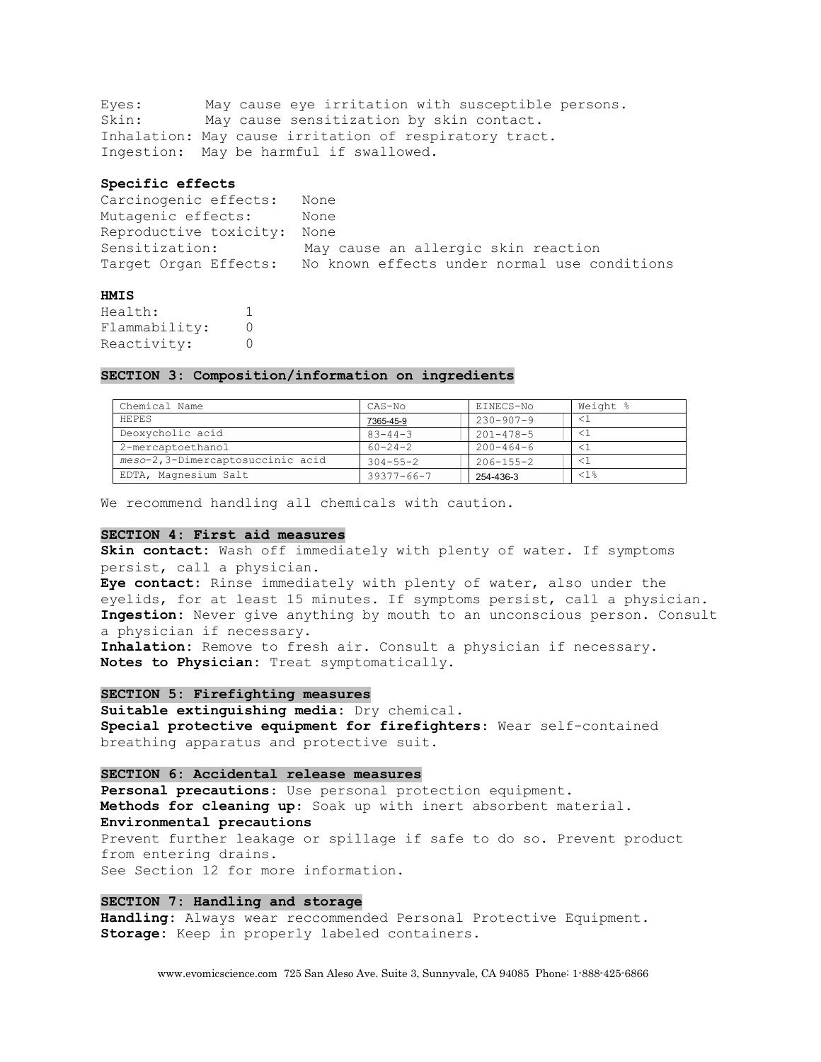Eyes: May cause eye irritation with susceptible persons.
Skin: May cause sensitization by skin contact.
Inhalation: May cause irritation of respiratory tract.
Ingestion: May be harmful if swallowed.

**Specific effects**

Carcinogenic effects: None
Mutagenic effects: None
Reproductive toxicity: None
Sensitization: May cause an allergic skin reaction
Target Organ Effects: No known effects under normal use conditions

**HMIS**

Health: 1
Flammability: 0
Reactivity: 0

## SECTION 3: Composition/information on ingredients

| Chemical Name | CAS-No | EINECS-No | Weight % |
|---|---|---|---|
| HEPES | 7365-45-9 | 230-907-9 | <1 |
| Deoxycholic acid | 83-44-3 | 201-478-5 | <1 |
| 2-mercaptoethanol | 60-24-2 | 200-464-6 | <1 |
| *meso*-2,3-Dimercaptosuccinic acid | 304-55-2 | 206-155-2 | <1 |
| EDTA, Magnesium Salt | 39377-66-7 | 254-436-3 | <1% |

We recommend handling all chemicals with caution.

## SECTION 4: First aid measures

**Skin contact:** Wash off immediately with plenty of water. If symptoms persist, call a physician.
**Eye contact:** Rinse immediately with plenty of water, also under the eyelids, for at least 15 minutes. If symptoms persist, call a physician.
**Ingestion:** Never give anything by mouth to an unconscious person. Consult a physician if necessary.
**Inhalation:** Remove to fresh air. Consult a physician if necessary.
**Notes to Physician:** Treat symptomatically.

## SECTION 5: Firefighting measures

**Suitable extinguishing media:** Dry chemical.
**Special protective equipment for firefighters:** Wear self-contained breathing apparatus and protective suit.

## SECTION 6: Accidental release measures

**Personal precautions:** Use personal protection equipment.
**Methods for cleaning up:** Soak up with inert absorbent material.
**Environmental precautions**
Prevent further leakage or spillage if safe to do so. Prevent product from entering drains.
See Section 12 for more information.

## SECTION 7: Handling and storage

**Handling:** Always wear reccommended Personal Protective Equipment.
**Storage:** Keep in properly labeled containers.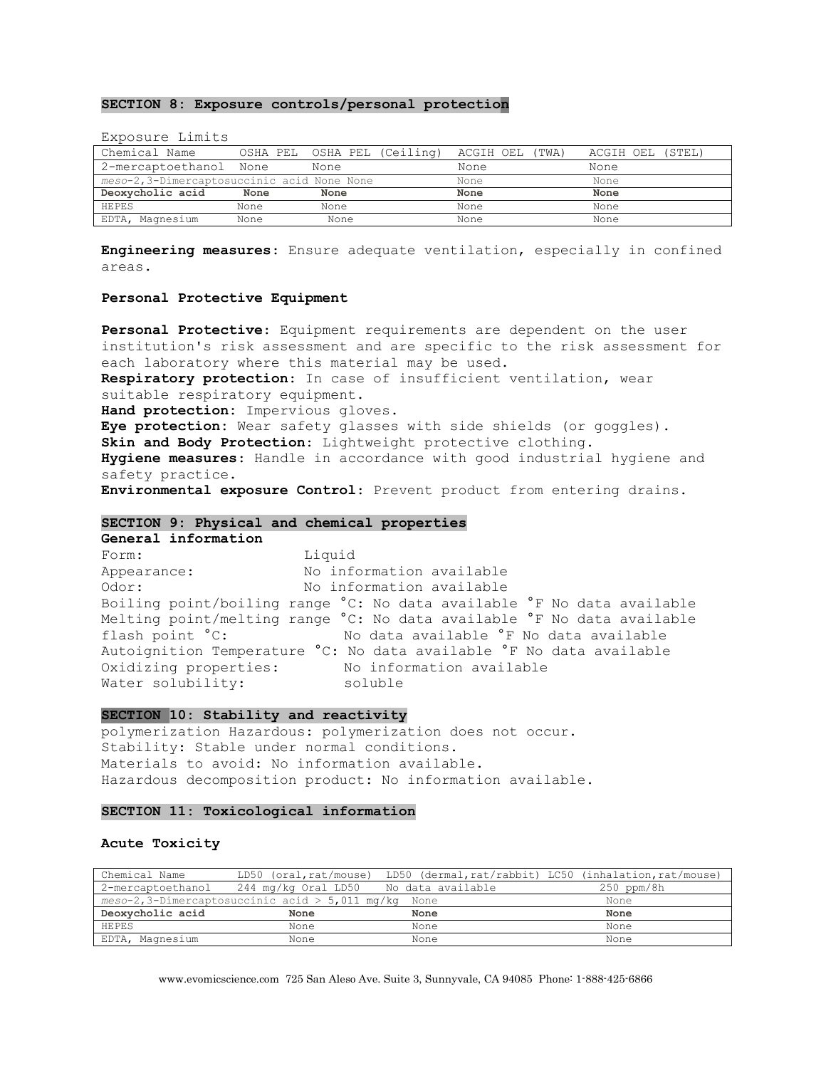## SECTION 8: Exposure controls/personal protection

Exposure Limits

| Chemical Name | OSHA PEL | OSHA PEL (Ceiling) | ACGIH OEL (TWA) | ACGIH OEL (STEL) |
|---|---|---|---|---|
| 2-mercaptoethanol | None | None | None | None |
| *meso*-2,3-Dimercaptosuccinic acid | None | None | None | None |
| **Deoxycholic acid** | **None** | **None** | **None** | **None** |
| HEPES | None | None | None | None |
| EDTA, Magnesium | None | None | None | None |

**Engineering measures:** Ensure adequate ventilation, especially in confined areas.

### Personal Protective Equipment

**Personal Protective:** Equipment requirements are dependent on the user institution's risk assessment and are specific to the risk assessment for each laboratory where this material may be used.
**Respiratory protection:** In case of insufficient ventilation, wear suitable respiratory equipment.
**Hand protection:** Impervious gloves.
**Eye protection:** Wear safety glasses with side shields (or goggles).
**Skin and Body Protection:** Lightweight protective clothing.
**Hygiene measures:** Handle in accordance with good industrial hygiene and safety practice.
**Environmental exposure Control:** Prevent product from entering drains.

## SECTION 9: Physical and chemical properties

**General information**

Form: Liquid
Appearance: No information available
Odor: No information available
Boiling point/boiling range °C: No data available °F No data available
Melting point/melting range °C: No data available °F No data available
flash point °C: No data available °F No data available
Autoignition Temperature °C: No data available °F No data available
Oxidizing properties: No information available
Water solubility: soluble

## SECTION 10: Stability and reactivity

polymerization Hazardous: polymerization does not occur.
Stability: Stable under normal conditions.
Materials to avoid: No information available.
Hazardous decomposition product: No information available.

## SECTION 11: Toxicological information

### Acute Toxicity

| Chemical Name | LD50 (oral,rat/mouse) | LD50 (dermal,rat/rabbit) | LC50 (inhalation,rat/mouse) |
|---|---|---|---|
| 2-mercaptoethanol | 244 mg/kg Oral LD50 | No data available | 250 ppm/8h |
| *meso*-2,3-Dimercaptosuccinic acid | > 5,011 mg/kg | None | None |
| **Deoxycholic acid** | **None** | **None** | **None** |
| HEPES | None | None | None |
| EDTA, Magnesium | None | None | None |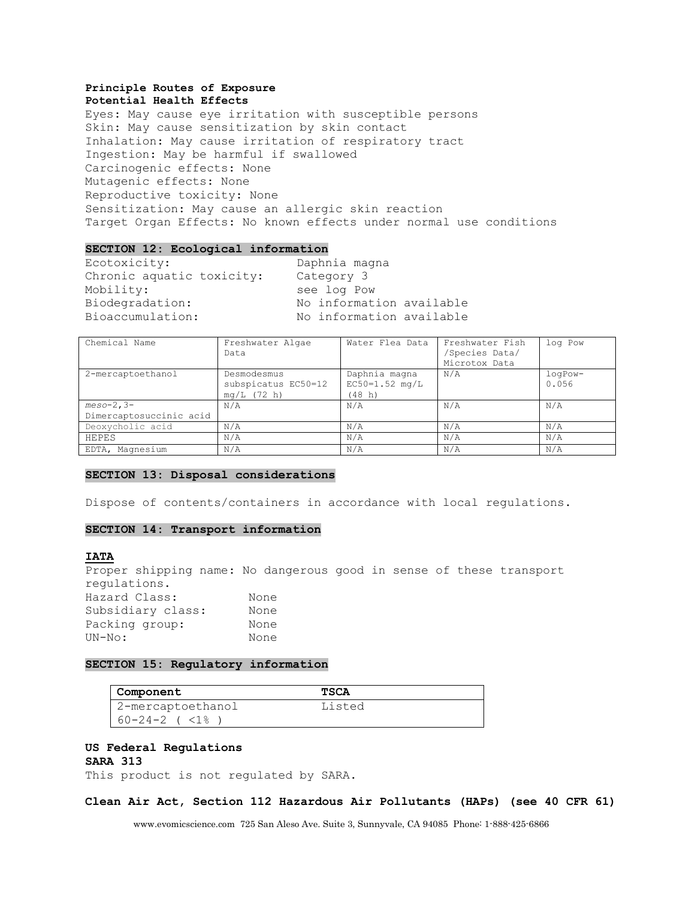**Principle Routes of Exposure**

**Potential Health Effects**

Eyes: May cause eye irritation with susceptible persons
Skin: May cause sensitization by skin contact
Inhalation: May cause irritation of respiratory tract
Ingestion: May be harmful if swallowed
Carcinogenic effects: None
Mutagenic effects: None
Reproductive toxicity: None
Sensitization: May cause an allergic skin reaction
Target Organ Effects: No known effects under normal use conditions

## SECTION 12: Ecological information

Ecotoxicity: Daphnia magna
Chronic aquatic toxicity: Category 3
Mobility: see log Pow
Biodegradation: No information available
Bioaccumulation: No information available

| Chemical Name | Freshwater Algae Data | Water Flea Data | Freshwater Fish /Species Data/ Microtox Data | log Pow |
|---|---|---|---|---|
| 2-mercaptoethanol | Desmodesmus subspicatus EC50=12 mg/L (72 h) | Daphnia magna EC50=1.52 mg/L (48 h) | N/A | logPow-0.056 |
| *meso*-2,3-Dimercaptosuccinic acid | N/A | N/A | N/A | N/A |
| Deoxycholic acid | N/A | N/A | N/A | N/A |
| HEPES | N/A | N/A | N/A | N/A |
| EDTA, Magnesium | N/A | N/A | N/A | N/A |

## SECTION 13: Disposal considerations

Dispose of contents/containers in accordance with local regulations.

## SECTION 14: Transport information

**IATA**

Proper shipping name: No dangerous good in sense of these transport regulations.
Hazard Class: None
Subsidiary class: None
Packing group: None
UN-No: None

## SECTION 15: Regulatory information

| Component | TSCA |
|---|---|
| 2-mercaptoethanol 60-24-2 ( <1% ) | Listed |

**US Federal Regulations**

**SARA 313**

This product is not regulated by SARA.

**Clean Air Act, Section 112 Hazardous Air Pollutants (HAPs) (see 40 CFR 61)**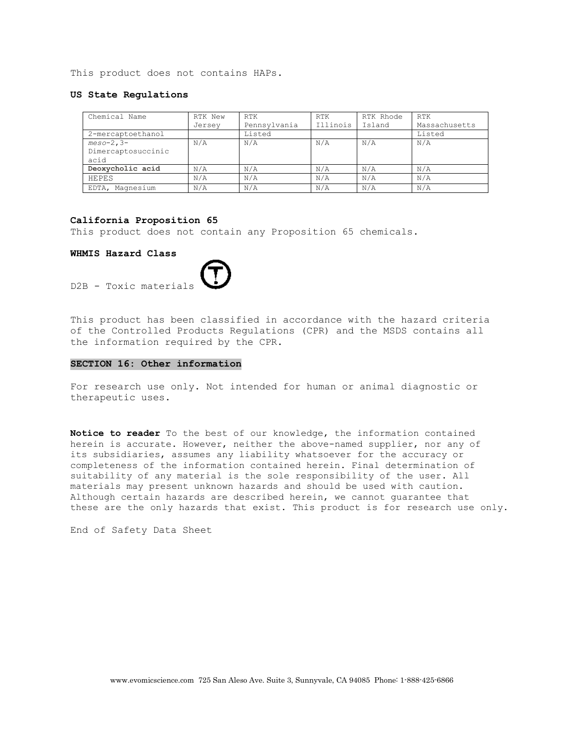This product does not contains HAPs.

**US State Regulations**

| Chemical Name | RTK New Jersey | RTK Pennsylvania | RTK Illinois | RTK Rhode Island | RTK Massachusetts |
|---|---|---|---|---|---|
| 2-mercaptoethanol | | Listed | | | Listed |
| *meso*-2,3-Dimercaptosuccinic acid | N/A | N/A | N/A | N/A | N/A |
| **Deoxycholic acid** | N/A | N/A | N/A | N/A | N/A |
| HEPES | N/A | N/A | N/A | N/A | N/A |
| EDTA, Magnesium | N/A | N/A | N/A | N/A | N/A |

**California Proposition 65**

This product does not contain any Proposition 65 chemicals.

**WHMIS Hazard Class**

D2B - Toxic materials

This product has been classified in accordance with the hazard criteria of the Controlled Products Regulations (CPR) and the MSDS contains all the information required by the CPR.

## SECTION 16: Other information

For research use only. Not intended for human or animal diagnostic or therapeutic uses.

**Notice to reader** To the best of our knowledge, the information contained herein is accurate. However, neither the above-named supplier, nor any of its subsidiaries, assumes any liability whatsoever for the accuracy or completeness of the information contained herein. Final determination of suitability of any material is the sole responsibility of the user. All materials may present unknown hazards and should be used with caution. Although certain hazards are described herein, we cannot guarantee that these are the only hazards that exist. This product is for research use only.

End of Safety Data Sheet